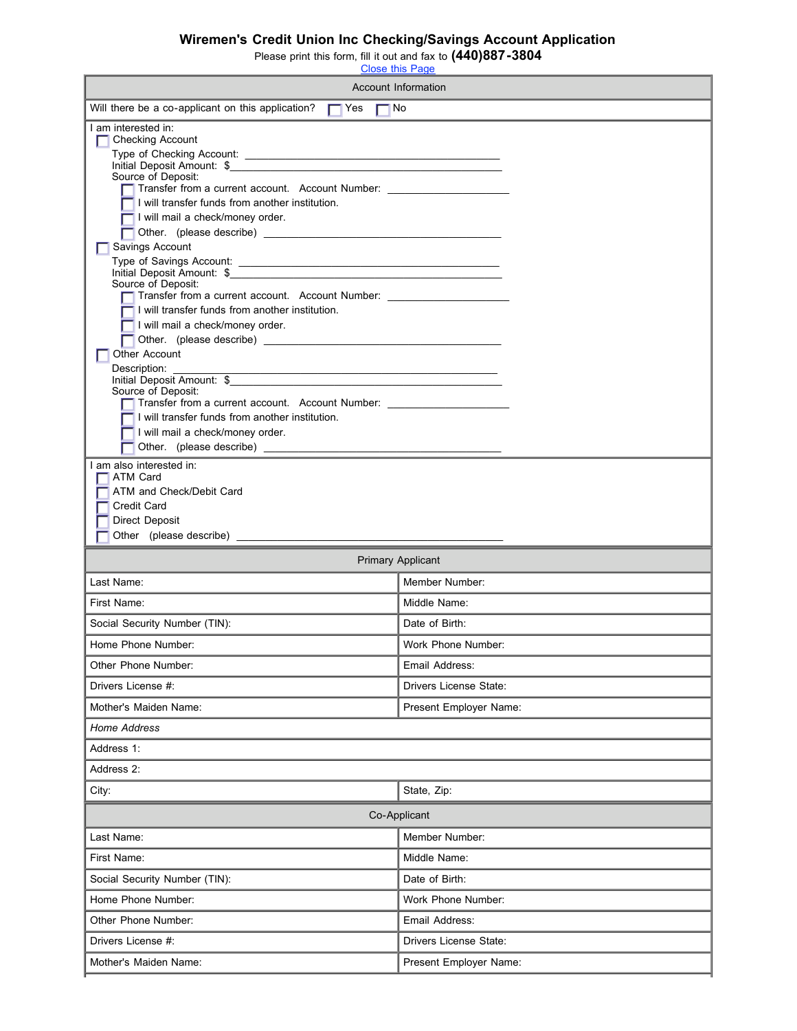# Wiremen's Credit Union Inc Checking/Savings Account Application

Please print this form, fill it out and fax to **(440)887-3804**

Close this Page

## Account Information

Will there be a co-applicant on this application? ☐ Yes ☐ No

I am interested in:

- ☐ Checking Account
  - Type of Checking Account: ____________________
  - Initial Deposit Amount: $____________________
  - Source of Deposit:
    - ☐ Transfer from a current account. Account Number: ____________
    - ☐ I will transfer funds from another institution.
    - ☐ I will mail a check/money order.
    - ☐ Other. (please describe) ____________________
- ☐ Savings Account
  - Type of Savings Account: ____________________
  - Initial Deposit Amount: $____________________
  - Source of Deposit:
    - ☐ Transfer from a current account. Account Number: ____________
    - ☐ I will transfer funds from another institution.
    - ☐ I will mail a check/money order.
    - ☐ Other. (please describe) ____________________
- ☐ Other Account
  - Description: ____________________
  - Initial Deposit Amount: $____________________
  - Source of Deposit:
    - ☐ Transfer from a current account. Account Number: ____________
    - ☐ I will transfer funds from another institution.
    - ☐ I will mail a check/money order.
    - ☐ Other. (please describe) ____________________

I am also interested in:

- ☐ ATM Card
- ☐ ATM and Check/Debit Card
- ☐ Credit Card
- ☐ Direct Deposit
- ☐ Other (please describe) ____________________

## Primary Applicant

| | |
|---|---|
| Last Name: | Member Number: |
| First Name: | Middle Name: |
| Social Security Number (TIN): | Date of Birth: |
| Home Phone Number: | Work Phone Number: |
| Other Phone Number: | Email Address: |
| Drivers License #: | Drivers License State: |
| Mother's Maiden Name: | Present Employer Name: |
| *Home Address* | |
| Address 1: | |
| Address 2: | |
| City: | State, Zip: |

## Co-Applicant

| | |
|---|---|
| Last Name: | Member Number: |
| First Name: | Middle Name: |
| Social Security Number (TIN): | Date of Birth: |
| Home Phone Number: | Work Phone Number: |
| Other Phone Number: | Email Address: |
| Drivers License #: | Drivers License State: |
| Mother's Maiden Name: | Present Employer Name: |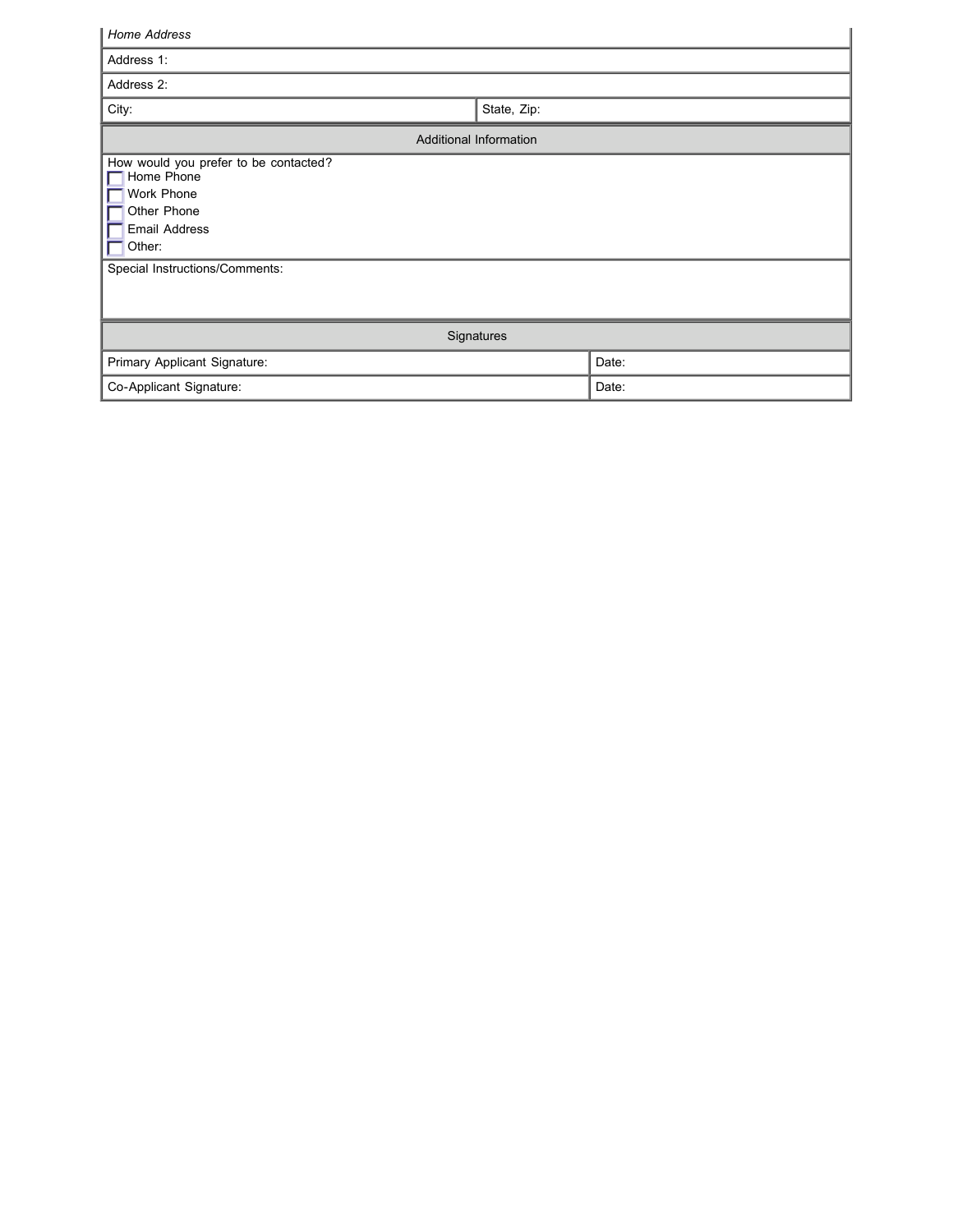| | |
|---|---|
| *Home Address* | |
| Address 1: | |
| Address 2: | |
| City: | State, Zip: |

| Additional Information |
|---|
| How would you prefer to be contacted?<br>☐ Home Phone<br>☐ Work Phone<br>☐ Other Phone<br>☐ Email Address<br>☐ Other: |
| Special Instructions/Comments: |

| Signatures | |
|---|---|
| Primary Applicant Signature: | Date: |
| Co-Applicant Signature: | Date: |